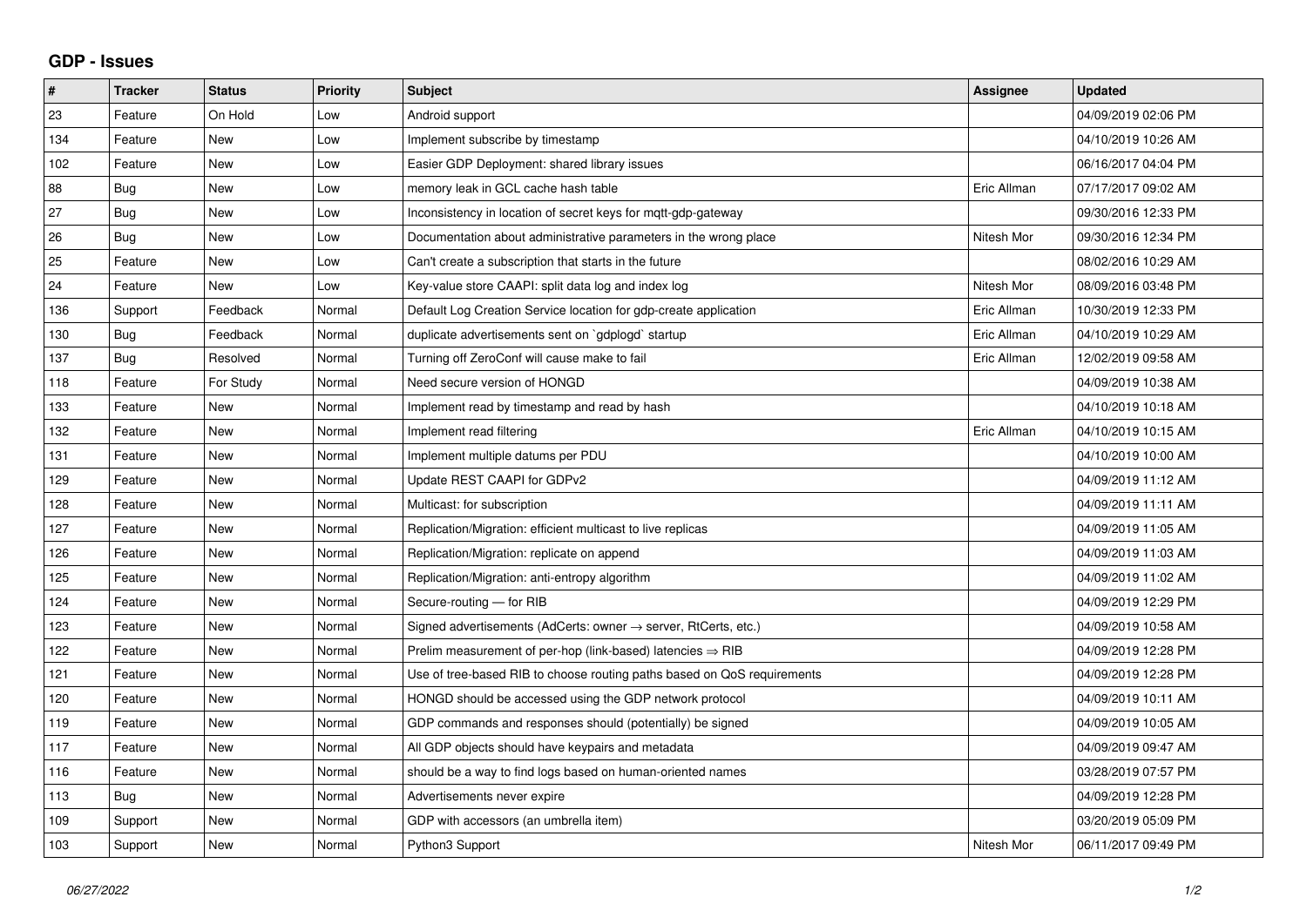## GDP - Issues

| # | Tracker | Status | Priority | Subject | Assignee | Updated |
|---|---|---|---|---|---|---|
| 23 | Feature | On Hold | Low | Android support | | 04/09/2019 02:06 PM |
| 134 | Feature | New | Low | Implement subscribe by timestamp | | 04/10/2019 10:26 AM |
| 102 | Feature | New | Low | Easier GDP Deployment: shared library issues | | 06/16/2017 04:04 PM |
| 88 | Bug | New | Low | memory leak in GCL cache hash table | Eric Allman | 07/17/2017 09:02 AM |
| 27 | Bug | New | Low | Inconsistency in location of secret keys for mqtt-gdp-gateway | | 09/30/2016 12:33 PM |
| 26 | Bug | New | Low | Documentation about administrative parameters in the wrong place | Nitesh Mor | 09/30/2016 12:34 PM |
| 25 | Feature | New | Low | Can't create a subscription that starts in the future | | 08/02/2016 10:29 AM |
| 24 | Feature | New | Low | Key-value store CAAPI: split data log and index log | Nitesh Mor | 08/09/2016 03:48 PM |
| 136 | Support | Feedback | Normal | Default Log Creation Service location for gdp-create application | Eric Allman | 10/30/2019 12:33 PM |
| 130 | Bug | Feedback | Normal | duplicate advertisements sent on `gdplogd` startup | Eric Allman | 04/10/2019 10:29 AM |
| 137 | Bug | Resolved | Normal | Turning off ZeroConf will cause make to fail | Eric Allman | 12/02/2019 09:58 AM |
| 118 | Feature | For Study | Normal | Need secure version of HONGD | | 04/09/2019 10:38 AM |
| 133 | Feature | New | Normal | Implement read by timestamp and read by hash | | 04/10/2019 10:18 AM |
| 132 | Feature | New | Normal | Implement read filtering | Eric Allman | 04/10/2019 10:15 AM |
| 131 | Feature | New | Normal | Implement multiple datums per PDU | | 04/10/2019 10:00 AM |
| 129 | Feature | New | Normal | Update REST CAAPI for GDPv2 | | 04/09/2019 11:12 AM |
| 128 | Feature | New | Normal | Multicast: for subscription | | 04/09/2019 11:11 AM |
| 127 | Feature | New | Normal | Replication/Migration: efficient multicast to live replicas | | 04/09/2019 11:05 AM |
| 126 | Feature | New | Normal | Replication/Migration: replicate on append | | 04/09/2019 11:03 AM |
| 125 | Feature | New | Normal | Replication/Migration: anti-entropy algorithm | | 04/09/2019 11:02 AM |
| 124 | Feature | New | Normal | Secure-routing — for RIB | | 04/09/2019 12:29 PM |
| 123 | Feature | New | Normal | Signed advertisements (AdCerts: owner → server, RtCerts, etc.) | | 04/09/2019 10:58 AM |
| 122 | Feature | New | Normal | Prelim measurement of per-hop (link-based) latencies ⇒ RIB | | 04/09/2019 12:28 PM |
| 121 | Feature | New | Normal | Use of tree-based RIB to choose routing paths based on QoS requirements | | 04/09/2019 12:28 PM |
| 120 | Feature | New | Normal | HONGD should be accessed using the GDP network protocol | | 04/09/2019 10:11 AM |
| 119 | Feature | New | Normal | GDP commands and responses should (potentially) be signed | | 04/09/2019 10:05 AM |
| 117 | Feature | New | Normal | All GDP objects should have keypairs and metadata | | 04/09/2019 09:47 AM |
| 116 | Feature | New | Normal | should be a way to find logs based on human-oriented names | | 03/28/2019 07:57 PM |
| 113 | Bug | New | Normal | Advertisements never expire | | 04/09/2019 12:28 PM |
| 109 | Support | New | Normal | GDP with accessors (an umbrella item) | | 03/20/2019 05:09 PM |
| 103 | Support | New | Normal | Python3 Support | Nitesh Mor | 06/11/2017 09:49 PM |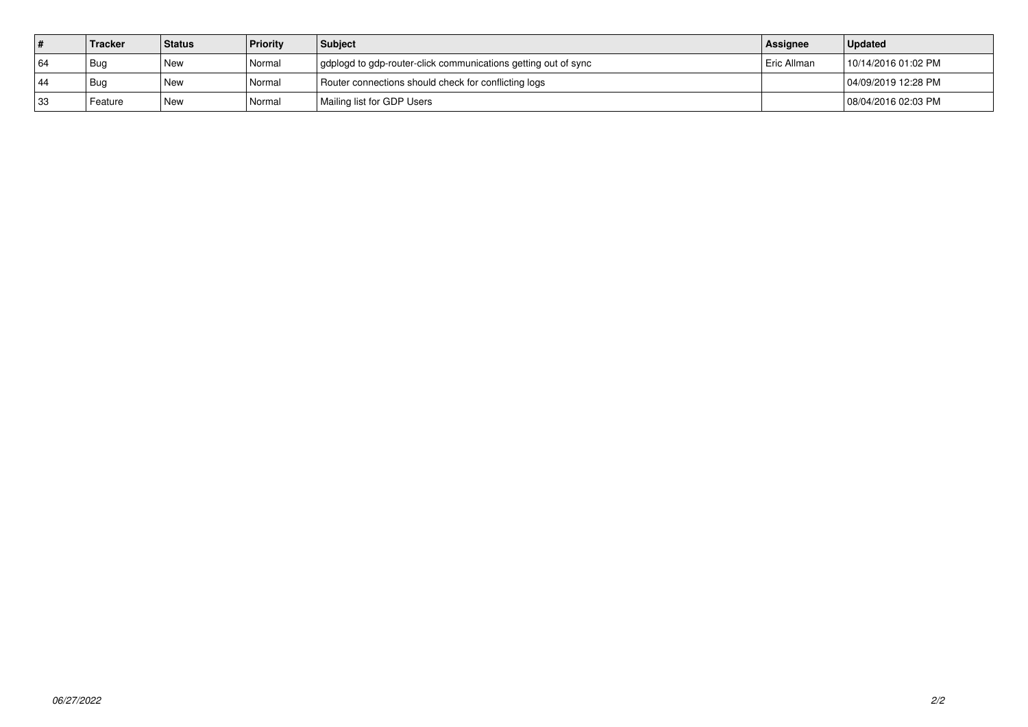| # | Tracker | Status | Priority | Subject | Assignee | Updated |
|---|---|---|---|---|---|---|
| 64 | Bug | New | Normal | gdplogd to gdp-router-click communications getting out of sync | Eric Allman | 10/14/2016 01:02 PM |
| 44 | Bug | New | Normal | Router connections should check for conflicting logs | | 04/09/2019 12:28 PM |
| 33 | Feature | New | Normal | Mailing list for GDP Users | | 08/04/2016 02:03 PM |